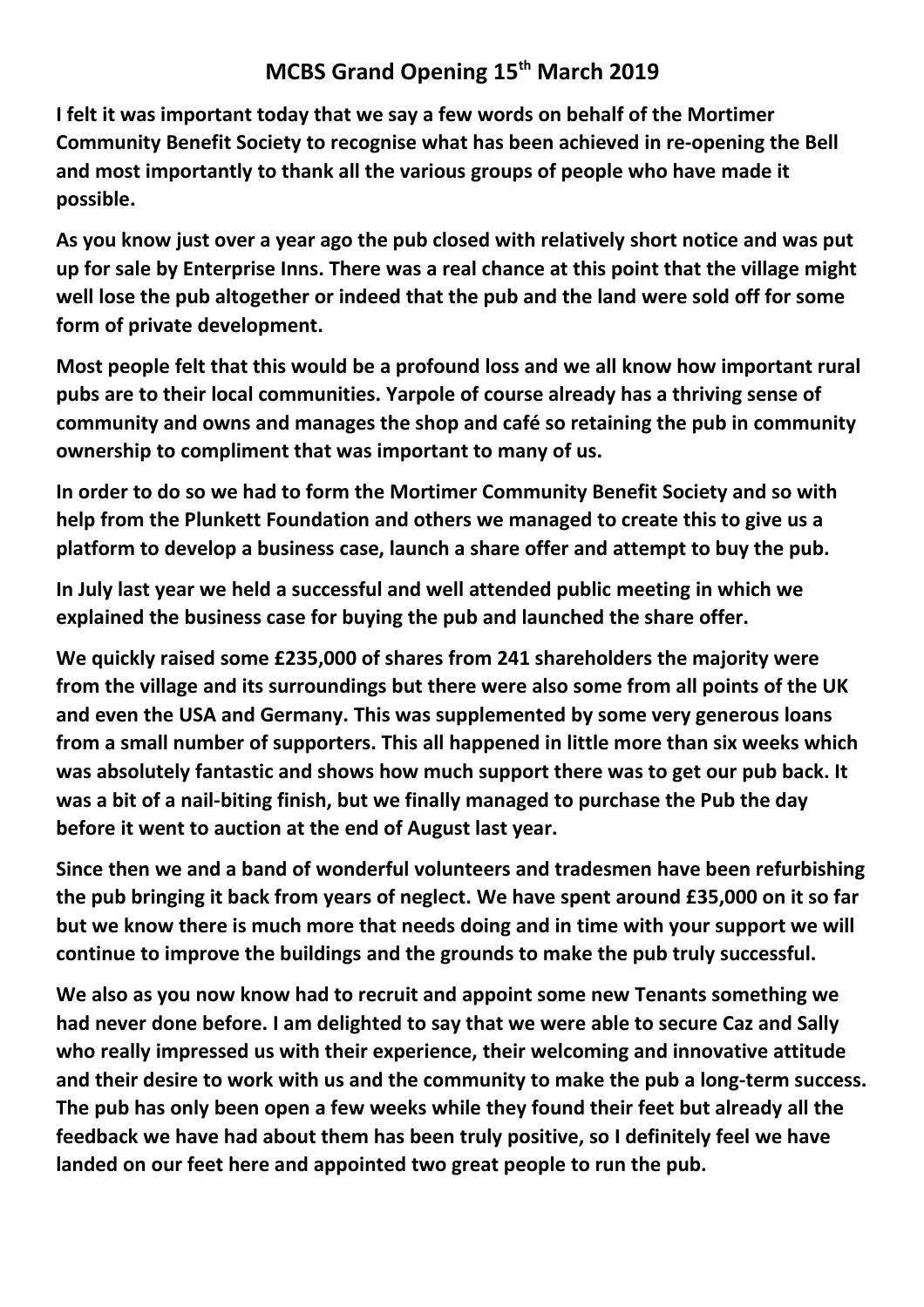# MCBS Grand Opening 15th March 2019

**I felt it was important today that we say a few words on behalf of the Mortimer Community Benefit Society to recognise what has been achieved in re-opening the Bell and most importantly to thank all the various groups of people who have made it possible.**

**As you know just over a year ago the pub closed with relatively short notice and was put up for sale by Enterprise Inns. There was a real chance at this point that the village might well lose the pub altogether or indeed that the pub and the land were sold off for some form of private development.**

**Most people felt that this would be a profound loss and we all know how important rural pubs are to their local communities. Yarpole of course already has a thriving sense of community and owns and manages the shop and café so retaining the pub in community ownership to compliment that was important to many of us.**

**In order to do so we had to form the Mortimer Community Benefit Society and so with help from the Plunkett Foundation and others we managed to create this to give us a platform to develop a business case, launch a share offer and attempt to buy the pub.**

**In July last year we held a successful and well attended public meeting in which we explained the business case for buying the pub and launched the share offer.**

**We quickly raised some £235,000 of shares from 241 shareholders the majority were from the village and its surroundings but there were also some from all points of the UK and even the USA and Germany. This was supplemented by some very generous loans from a small number of supporters. This all happened in little more than six weeks which was absolutely fantastic and shows how much support there was to get our pub back. It was a bit of a nail-biting finish, but we finally managed to purchase the Pub the day before it went to auction at the end of August last year.**

**Since then we and a band of wonderful volunteers and tradesmen have been refurbishing the pub bringing it back from years of neglect. We have spent around £35,000 on it so far but we know there is much more that needs doing and in time with your support we will continue to improve the buildings and the grounds to make the pub truly successful.**

**We also as you now know had to recruit and appoint some new Tenants something we had never done before. I am delighted to say that we were able to secure Caz and Sally who really impressed us with their experience, their welcoming and innovative attitude and their desire to work with us and the community to make the pub a long-term success. The pub has only been open a few weeks while they found their feet but already all the feedback we have had about them has been truly positive, so I definitely feel we have landed on our feet here and appointed two great people to run the pub.**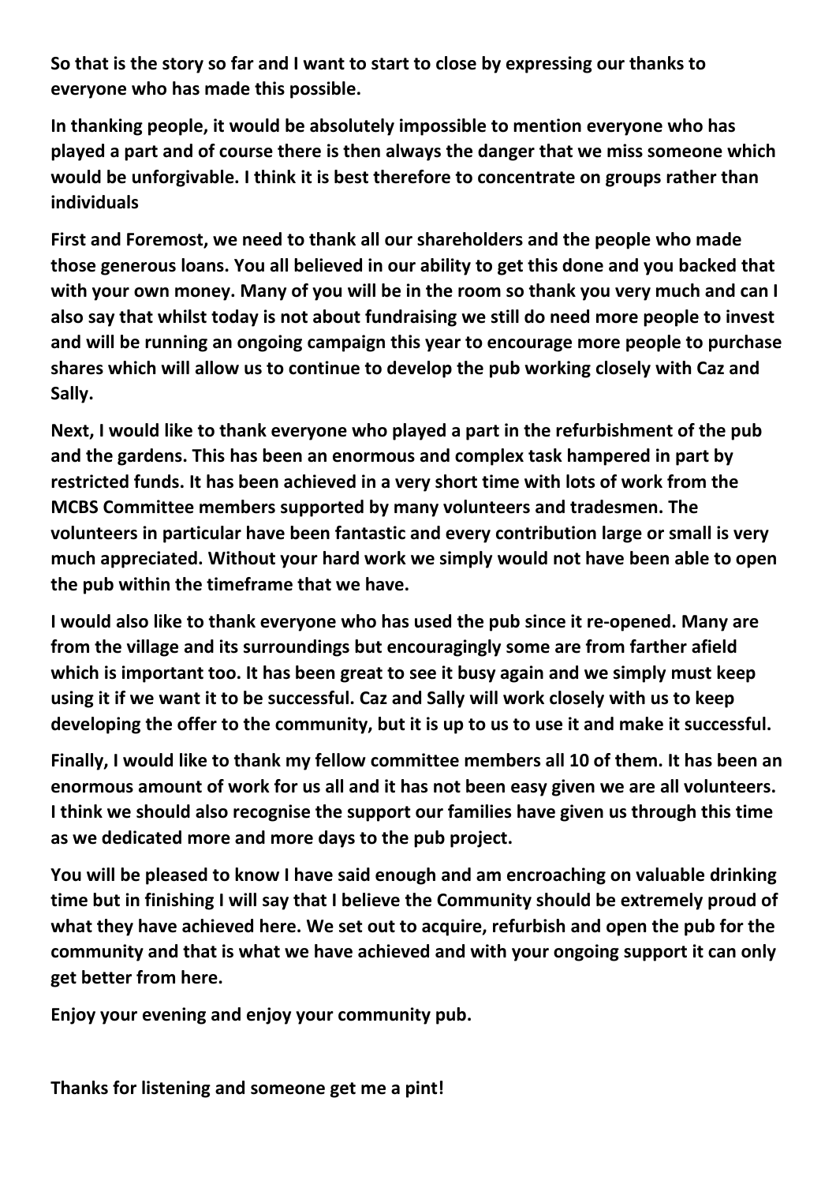**So that is the story so far and I want to start to close by expressing our thanks to everyone who has made this possible.**

**In thanking people, it would be absolutely impossible to mention everyone who has played a part and of course there is then always the danger that we miss someone which would be unforgivable. I think it is best therefore to concentrate on groups rather than individuals**

**First and Foremost, we need to thank all our shareholders and the people who made those generous loans. You all believed in our ability to get this done and you backed that with your own money. Many of you will be in the room so thank you very much and can I also say that whilst today is not about fundraising we still do need more people to invest and will be running an ongoing campaign this year to encourage more people to purchase shares which will allow us to continue to develop the pub working closely with Caz and Sally.**

**Next, I would like to thank everyone who played a part in the refurbishment of the pub and the gardens. This has been an enormous and complex task hampered in part by restricted funds. It has been achieved in a very short time with lots of work from the MCBS Committee members supported by many volunteers and tradesmen. The volunteers in particular have been fantastic and every contribution large or small is very much appreciated. Without your hard work we simply would not have been able to open the pub within the timeframe that we have.**

**I would also like to thank everyone who has used the pub since it re-opened. Many are from the village and its surroundings but encouragingly some are from farther afield which is important too. It has been great to see it busy again and we simply must keep using it if we want it to be successful. Caz and Sally will work closely with us to keep developing the offer to the community, but it is up to us to use it and make it successful.**

**Finally, I would like to thank my fellow committee members all 10 of them. It has been an enormous amount of work for us all and it has not been easy given we are all volunteers. I think we should also recognise the support our families have given us through this time as we dedicated more and more days to the pub project.**

**You will be pleased to know I have said enough and am encroaching on valuable drinking time but in finishing I will say that I believe the Community should be extremely proud of what they have achieved here. We set out to acquire, refurbish and open the pub for the community and that is what we have achieved and with your ongoing support it can only get better from here.**

**Enjoy your evening and enjoy your community pub.**

**Thanks for listening and someone get me a pint!**